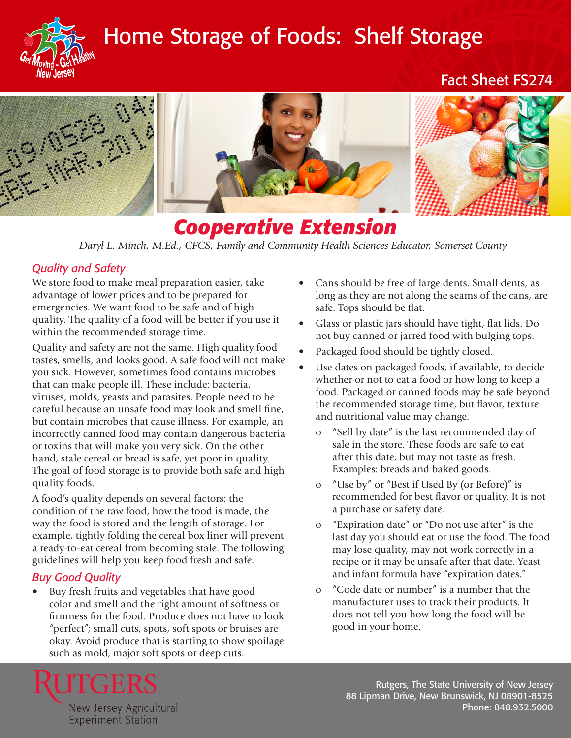# Home Storage of Foods: Shelf Storage

Fact Sheet FS274

**Cooperative Extension**

*Daryl L. Minch, M.Ed., CFCS, Family and Community Health Sciences Educator, Somerset County*

## *Quality and Safety*

We store food to make meal preparation easier, take advantage of lower prices and to be prepared for emergencies. We want food to be safe and of high quality. The quality of a food will be better if you use it within the recommended storage time.

Quality and safety are not the same. High quality food tastes, smells, and looks good. A safe food will not make you sick. However, sometimes food contains microbes that can make people ill. These include: bacteria, viruses, molds, yeasts and parasites. People need to be careful because an unsafe food may look and smell fine, but contain microbes that cause illness. For example, an incorrectly canned food may contain dangerous bacteria or toxins that will make you very sick. On the other hand, stale cereal or bread is safe, yet poor in quality. The goal of food storage is to provide both safe and high quality foods.

A food's quality depends on several factors: the condition of the raw food, how the food is made, the way the food is stored and the length of storage. For example, tightly folding the cereal box liner will prevent a ready-to-eat cereal from becoming stale. The following guidelines will help you keep food fresh and safe.

## *Buy Good Quality*

- Buy fresh fruits and vegetables that have good color and smell and the right amount of softness or firmness for the food. Produce does not have to look "perfect"; small cuts, spots, soft spots or bruises are okay. Avoid produce that is starting to show spoilage such as mold, major soft spots or deep cuts.
- Cans should be free of large dents. Small dents, as long as they are not along the seams of the cans, are safe. Tops should be flat.
- Glass or plastic jars should have tight, flat lids. Do not buy canned or jarred food with bulging tops.
- Packaged food should be tightly closed.
- Use dates on packaged foods, if available, to decide whether or not to eat a food or how long to keep a food. Packaged or canned foods may be safe beyond the recommended storage time, but flavor, texture and nutritional value may change.
  - "Sell by date" is the last recommended day of sale in the store. These foods are safe to eat after this date, but may not taste as fresh. Examples: breads and baked goods.
  - "Use by" or "Best if Used By (or Before)" is recommended for best flavor or quality. It is not a purchase or safety date.
  - "Expiration date" or "Do not use after" is the last day you should eat or use the food. The food may lose quality, may not work correctly in a recipe or it may be unsafe after that date. Yeast and infant formula have "expiration dates."
  - "Code date or number" is a number that the manufacturer uses to track their products. It does not tell you how long the food will be good in your home.

Rutgers, The State University of New Jersey
New Jersey Agricultural Experiment Station
88 Lipman Drive, New Brunswick, NJ 08901-8525
Phone: 848.932.5000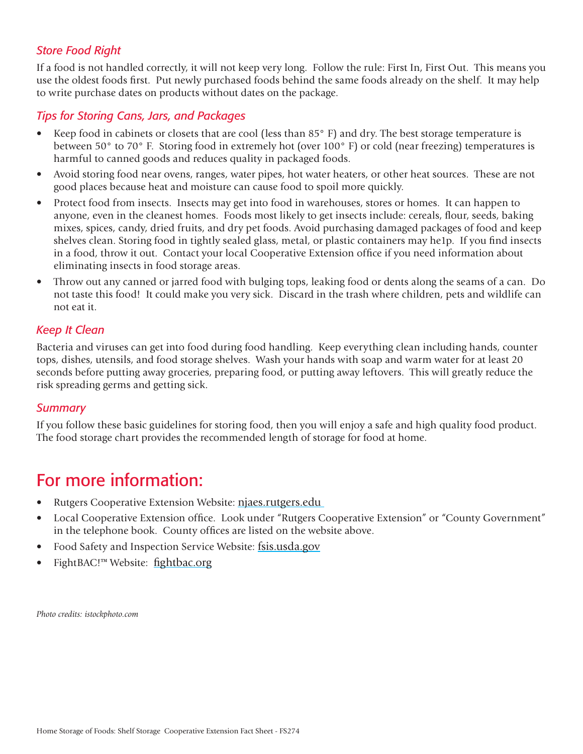## *Store Food Right*

If a food is not handled correctly, it will not keep very long. Follow the rule: First In, First Out. This means you use the oldest foods first. Put newly purchased foods behind the same foods already on the shelf. It may help to write purchase dates on products without dates on the package.

## *Tips for Storing Cans, Jars, and Packages*

- Keep food in cabinets or closets that are cool (less than 85° F) and dry. The best storage temperature is between 50° to 70° F. Storing food in extremely hot (over 100° F) or cold (near freezing) temperatures is harmful to canned goods and reduces quality in packaged foods.
- Avoid storing food near ovens, ranges, water pipes, hot water heaters, or other heat sources. These are not good places because heat and moisture can cause food to spoil more quickly.
- Protect food from insects. Insects may get into food in warehouses, stores or homes. It can happen to anyone, even in the cleanest homes. Foods most likely to get insects include: cereals, flour, seeds, baking mixes, spices, candy, dried fruits, and dry pet foods. Avoid purchasing damaged packages of food and keep shelves clean. Storing food in tightly sealed glass, metal, or plastic containers may he1p. If you find insects in a food, throw it out. Contact your local Cooperative Extension office if you need information about eliminating insects in food storage areas.
- Throw out any canned or jarred food with bulging tops, leaking food or dents along the seams of a can. Do not taste this food! It could make you very sick. Discard in the trash where children, pets and wildlife can not eat it.

## *Keep It Clean*

Bacteria and viruses can get into food during food handling. Keep everything clean including hands, counter tops, dishes, utensils, and food storage shelves. Wash your hands with soap and warm water for at least 20 seconds before putting away groceries, preparing food, or putting away leftovers. This will greatly reduce the risk spreading germs and getting sick.

## *Summary*

If you follow these basic guidelines for storing food, then you will enjoy a safe and high quality food product. The food storage chart provides the recommended length of storage for food at home.

# For more information:

- Rutgers Cooperative Extension Website: njaes.rutgers.edu
- Local Cooperative Extension office. Look under "Rutgers Cooperative Extension" or "County Government" in the telephone book. County offices are listed on the website above.
- Food Safety and Inspection Service Website: fsis.usda.gov
- FightBAC!™ Website: fightbac.org

*Photo credits: istockphoto.com*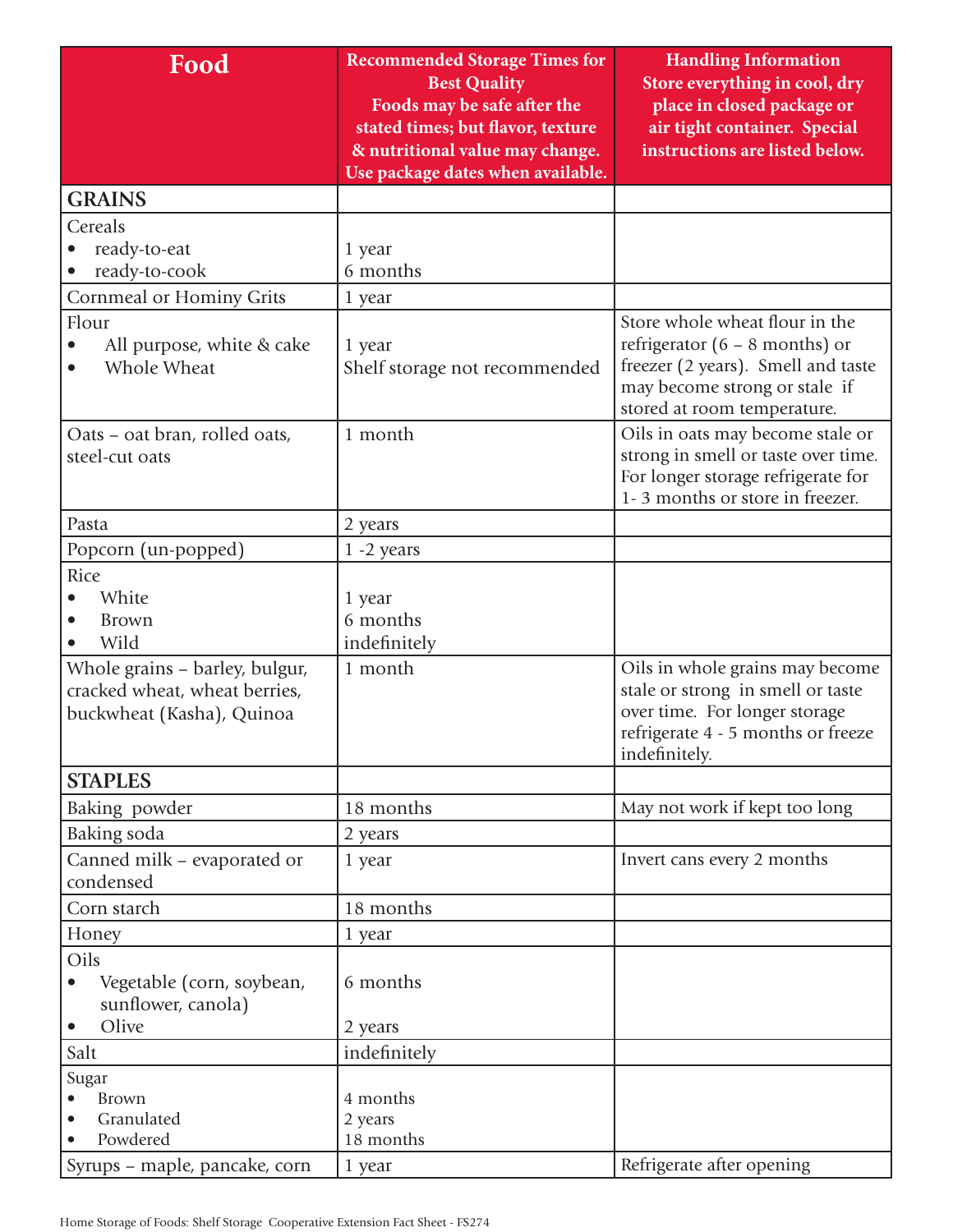| Food | Recommended Storage Times for Best Quality<br>Foods may be safe after the stated times; but flavor, texture & nutritional value may change. Use package dates when available. | Handling Information<br>Store everything in cool, dry place in closed package or air tight container. Special instructions are listed below. |
|---|---|---|
| **GRAINS** | | |
| Cereals<br>• ready-to-eat<br>• ready-to-cook | <br>1 year<br>6 months | |
| Cornmeal or Hominy Grits | 1 year | |
| Flour<br>• All purpose, white & cake<br>• Whole Wheat | <br>1 year<br>Shelf storage not recommended | Store whole wheat flour in the refrigerator (6 – 8 months) or freezer (2 years). Smell and taste may become strong or stale if stored at room temperature. |
| Oats – oat bran, rolled oats, steel-cut oats | 1 month | Oils in oats may become stale or strong in smell or taste over time. For longer storage refrigerate for 1- 3 months or store in freezer. |
| Pasta | 2 years | |
| Popcorn (un-popped) | 1 -2 years | |
| Rice<br>• White<br>• Brown<br>• Wild | <br>1 year<br>6 months<br>indefinitely | |
| Whole grains – barley, bulgur, cracked wheat, wheat berries, buckwheat (Kasha), Quinoa | 1 month | Oils in whole grains may become stale or strong in smell or taste over time. For longer storage refrigerate 4 - 5 months or freeze indefinitely. |
| **STAPLES** | | |
| Baking powder | 18 months | May not work if kept too long |
| Baking soda | 2 years | |
| Canned milk – evaporated or condensed | 1 year | Invert cans every 2 months |
| Corn starch | 18 months | |
| Honey | 1 year | |
| Oils<br>• Vegetable (corn, soybean, sunflower, canola)<br>• Olive | <br>6 months<br><br>2 years | |
| Salt | indefinitely | |
| Sugar<br>• Brown<br>• Granulated<br>• Powdered | <br>4 months<br>2 years<br>18 months | |
| Syrups – maple, pancake, corn | 1 year | Refrigerate after opening |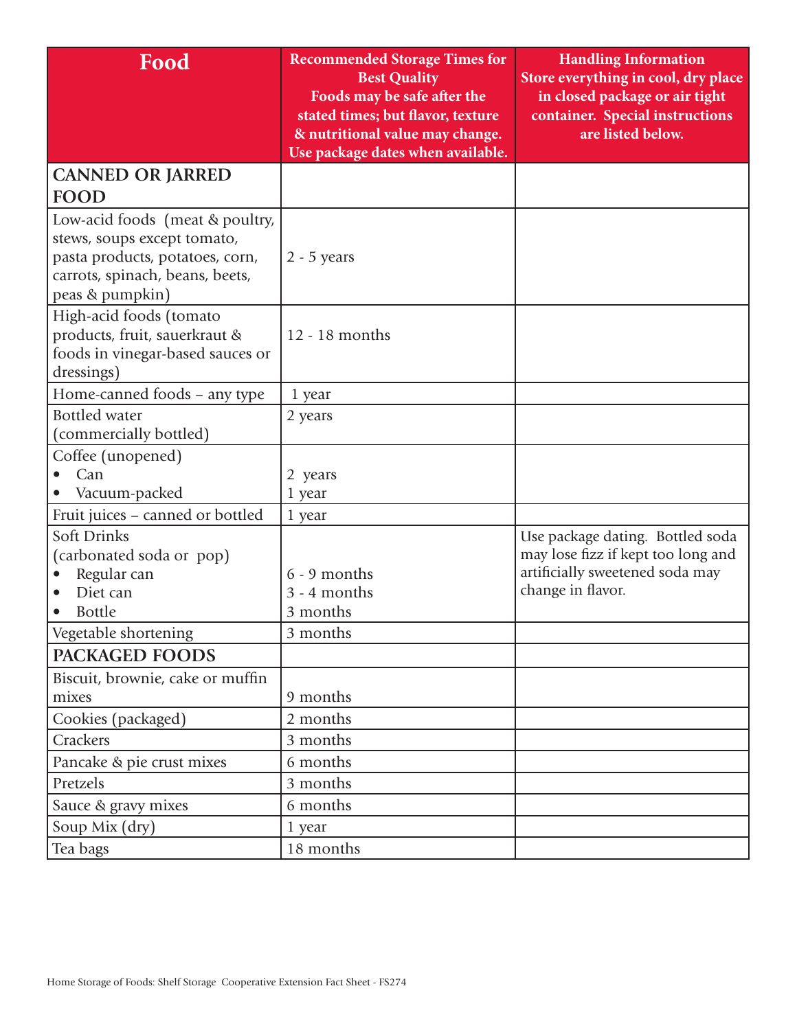| Food | Recommended Storage Times for Best Quality<br>Foods may be safe after the stated times; but flavor, texture & nutritional value may change. Use package dates when available. | Handling Information<br>Store everything in cool, dry place in closed package or air tight container. Special instructions are listed below. |
|---|---|---|
| **CANNED OR JARRED FOOD** | | |
| Low-acid foods (meat & poultry, stews, soups except tomato, pasta products, potatoes, corn, carrots, spinach, beans, beets, peas & pumpkin) | 2 - 5 years | |
| High-acid foods (tomato products, fruit, sauerkraut & foods in vinegar-based sauces or dressings) | 12 - 18 months | |
| Home-canned foods – any type | 1 year | |
| Bottled water (commercially bottled) | 2 years | |
| Coffee (unopened)<br>• Can<br>• Vacuum-packed | <br>2 years<br>1 year | |
| Fruit juices – canned or bottled | 1 year | |
| Soft Drinks (carbonated soda or pop)<br>• Regular can<br>• Diet can<br>• Bottle | <br>6 - 9 months<br>3 - 4 months<br>3 months | Use package dating. Bottled soda may lose fizz if kept too long and artificially sweetened soda may change in flavor. |
| Vegetable shortening | 3 months | |
| **PACKAGED FOODS** | | |
| Biscuit, brownie, cake or muffin mixes | 9 months | |
| Cookies (packaged) | 2 months | |
| Crackers | 3 months | |
| Pancake & pie crust mixes | 6 months | |
| Pretzels | 3 months | |
| Sauce & gravy mixes | 6 months | |
| Soup Mix (dry) | 1 year | |
| Tea bags | 18 months | |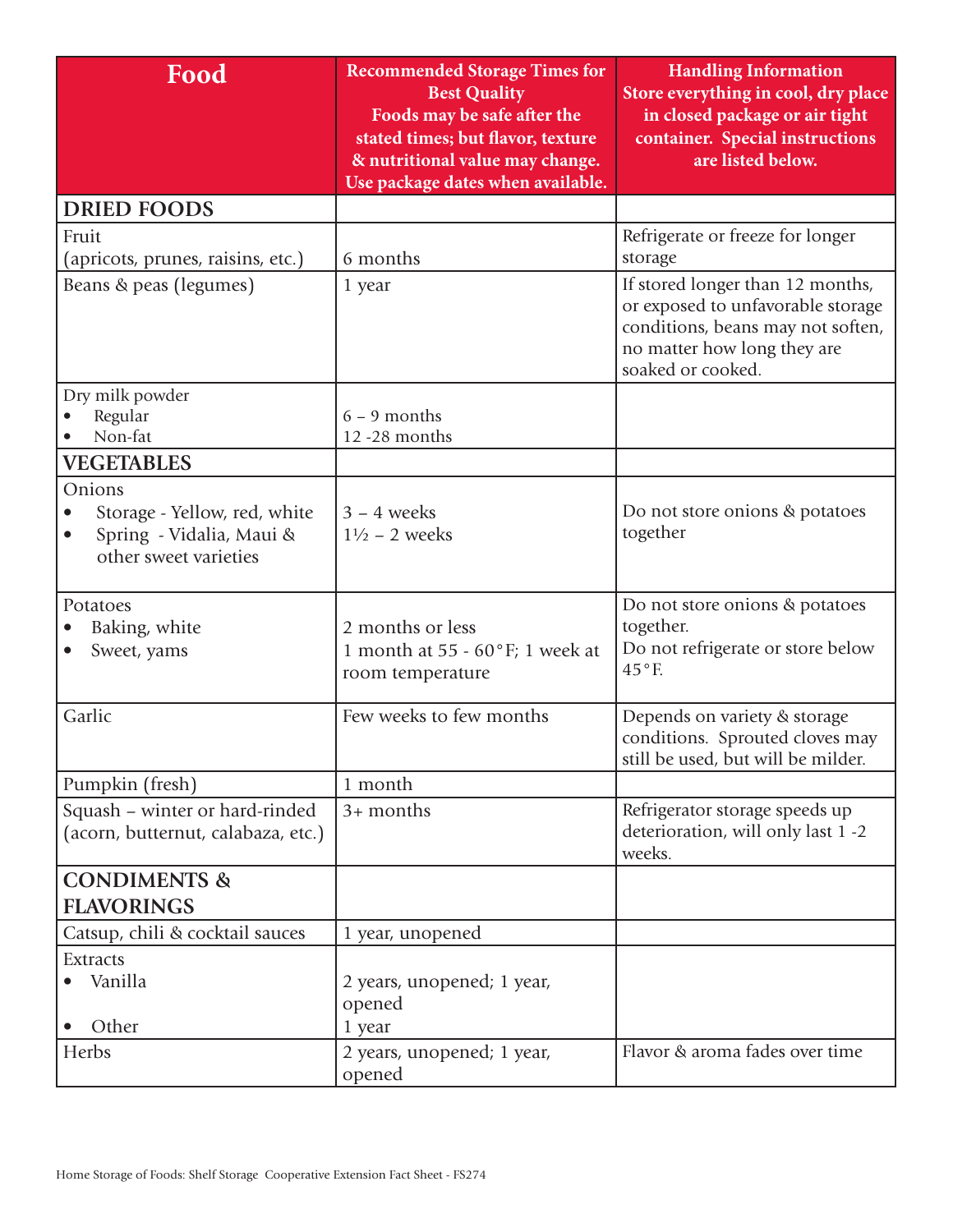| Food | Recommended Storage Times for Best Quality<br>Foods may be safe after the stated times; but flavor, texture & nutritional value may change. Use package dates when available. | Handling Information<br>Store everything in cool, dry place in closed package or air tight container. Special instructions are listed below. |
|---|---|---|
| **DRIED FOODS** | | |
| Fruit (apricots, prunes, raisins, etc.) | 6 months | Refrigerate or freeze for longer storage |
| Beans & peas (legumes) | 1 year | If stored longer than 12 months, or exposed to unfavorable storage conditions, beans may not soften, no matter how long they are soaked or cooked. |
| Dry milk powder<br>• Regular<br>• Non-fat | <br>6 – 9 months<br>12 -28 months | |
| **VEGETABLES** | | |
| Onions<br>• Storage - Yellow, red, white<br>• Spring - Vidalia, Maui & other sweet varieties | <br>3 – 4 weeks<br>1½ – 2 weeks | Do not store onions & potatoes together |
| Potatoes<br>• Baking, white<br>• Sweet, yams | <br>2 months or less<br>1 month at 55 - 60°F; 1 week at room temperature | Do not store onions & potatoes together.<br>Do not refrigerate or store below 45°F. |
| Garlic | Few weeks to few months | Depends on variety & storage conditions. Sprouted cloves may still be used, but will be milder. |
| Pumpkin (fresh) | 1 month | |
| Squash – winter or hard-rinded (acorn, butternut, calabaza, etc.) | 3+ months | Refrigerator storage speeds up deterioration, will only last 1 -2 weeks. |
| **CONDIMENTS & FLAVORINGS** | | |
| Catsup, chili & cocktail sauces | 1 year, unopened | |
| Extracts<br>• Vanilla<br>• Other | <br>2 years, unopened; 1 year, opened<br>1 year | |
| Herbs | 2 years, unopened; 1 year, opened | Flavor & aroma fades over time |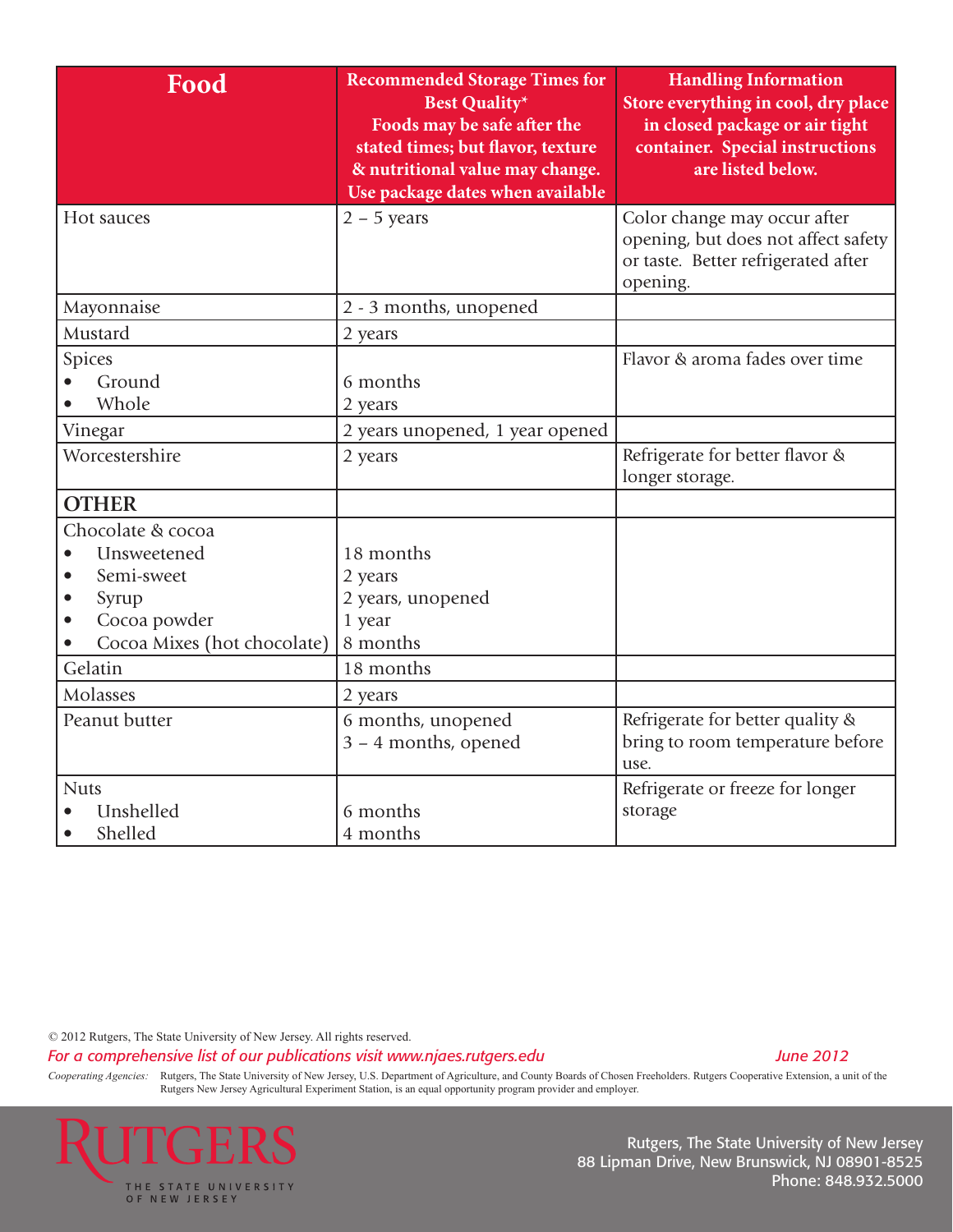| Food | Recommended Storage Times for Best Quality* Foods may be safe after the stated times; but flavor, texture & nutritional value may change. Use package dates when available | Handling Information Store everything in cool, dry place in closed package or air tight container. Special instructions are listed below. |
|---|---|---|
| Hot sauces | 2 – 5 years | Color change may occur after opening, but does not affect safety or taste. Better refrigerated after opening. |
| Mayonnaise | 2 - 3 months, unopened | |
| Mustard | 2 years | |
| Spices<br>• Ground<br>• Whole | <br>6 months<br>2 years | Flavor & aroma fades over time |
| Vinegar | 2 years unopened, 1 year opened | |
| Worcestershire | 2 years | Refrigerate for better flavor & longer storage. |
| **OTHER** | | |
| Chocolate & cocoa<br>• Unsweetened<br>• Semi-sweet<br>• Syrup<br>• Cocoa powder<br>• Cocoa Mixes (hot chocolate) | <br>18 months<br>2 years<br>2 years, unopened<br>1 year<br>8 months | |
| Gelatin | 18 months | |
| Molasses | 2 years | |
| Peanut butter | 6 months, unopened<br>3 – 4 months, opened | Refrigerate for better quality & bring to room temperature before use. |
| Nuts<br>• Unshelled<br>• Shelled | <br>6 months<br>4 months | Refrigerate or freeze for longer storage |

© 2012 Rutgers, The State University of New Jersey. All rights reserved.

*For a comprehensive list of our publications visit www.njaes.rutgers.edu* *June 2012*

*Cooperating Agencies:* Rutgers, The State University of New Jersey, U.S. Department of Agriculture, and County Boards of Chosen Freeholders. Rutgers Cooperative Extension, a unit of the Rutgers New Jersey Agricultural Experiment Station, is an equal opportunity program provider and employer.

RUTGERS
THE STATE UNIVERSITY OF NEW JERSEY

Rutgers, The State University of New Jersey
88 Lipman Drive, New Brunswick, NJ 08901-8525
Phone: 848.932.5000